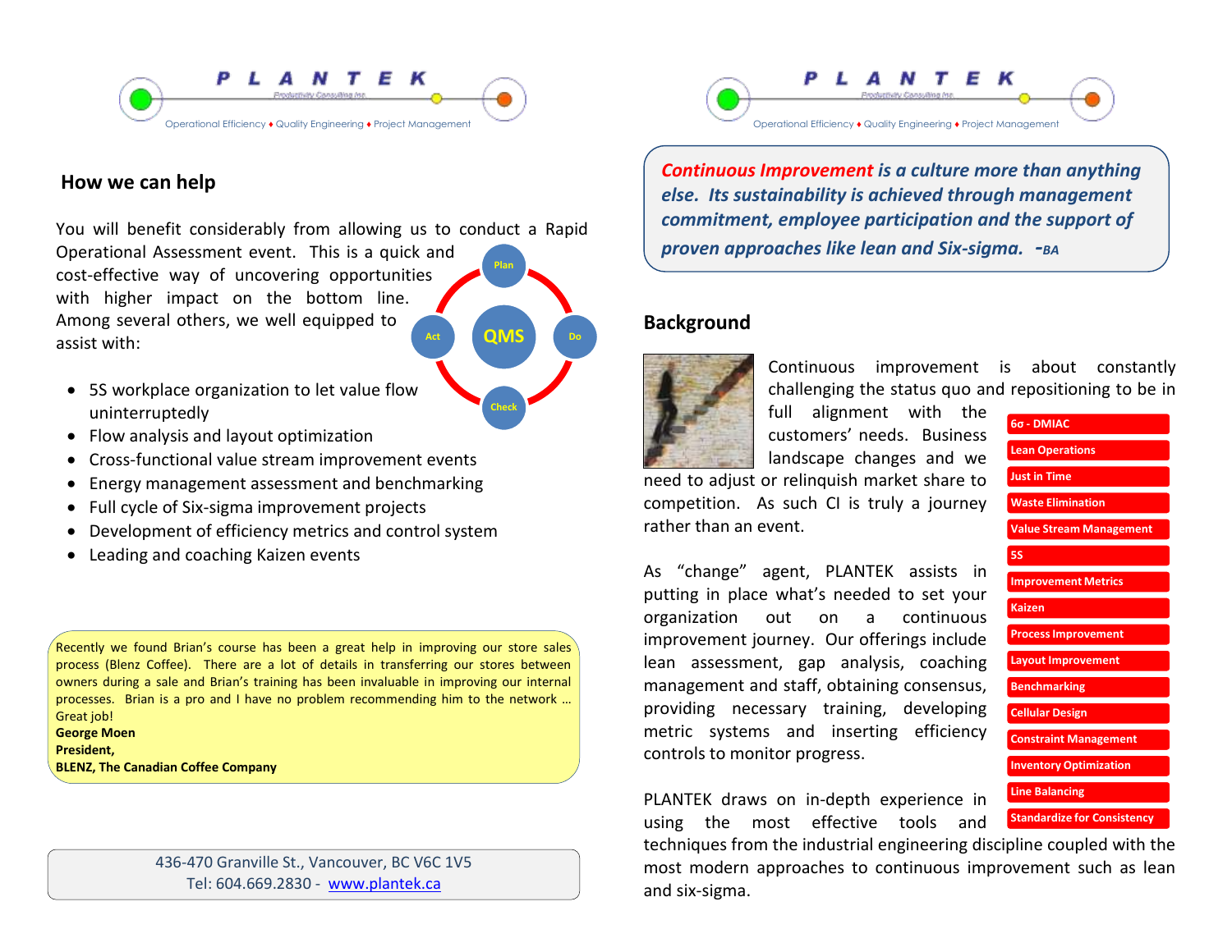# P L A N T E K

Productivity Consulting Inc.

Operational Efficiency ♦ Quality Engineering ♦ Project Management

## How we can help

You will benefit considerably from allowing us to conduct a Rapid Operational Assessment event. This is a quick and cost-effective way of uncovering opportunities with higher impact on the bottom line. Among several others, we well equipped to assist with:

Plan · Do · Check · Act · QMS

- 5S workplace organization to let value flow uninterruptedly
- Flow analysis and layout optimization
- Cross-functional value stream improvement events
- Energy management assessment and benchmarking
- Full cycle of Six-sigma improvement projects
- Development of efficiency metrics and control system
- Leading and coaching Kaizen events

Recently we found Brian's course has been a great help in improving our store sales process (Blenz Coffee). There are a lot of details in transferring our stores between owners during a sale and Brian's training has been invaluable in improving our internal processes. Brian is a pro and I have no problem recommending him to the network … Great job!
**George Moen**
**President,**
**BLENZ, The Canadian Coffee Company**

436-470 Granville St., Vancouver, BC V6C 1V5
Tel: 604.669.2830 - [www.plantek.ca](http://www.plantek.ca)

***Continuous Improvement is a culture more than anything else. Its sustainability is achieved through management commitment, employee participation and the support of proven approaches like lean and Six-sigma. -BA***

## Background

Continuous improvement is about constantly challenging the status quo and repositioning to be in full alignment with the customers' needs. Business landscape changes and we need to adjust or relinquish market share to competition. As such CI is truly a journey rather than an event.

As "change" agent, PLANTEK assists in putting in place what's needed to set your organization out on a continuous improvement journey. Our offerings include lean assessment, gap analysis, coaching management and staff, obtaining consensus, providing necessary training, developing metric systems and inserting efficiency controls to monitor progress.

PLANTEK draws on in-depth experience in using the most effective tools and techniques from the industrial engineering discipline coupled with the most modern approaches to continuous improvement such as lean and six-sigma.

- 6σ - DMIAC
- Lean Operations
- Just in Time
- Waste Elimination
- Value Stream Management
- 5S
- Improvement Metrics
- Kaizen
- Process Improvement
- Layout Improvement
- Benchmarking
- Cellular Design
- Constraint Management
- Inventory Optimization
- Line Balancing
- Standardize for Consistency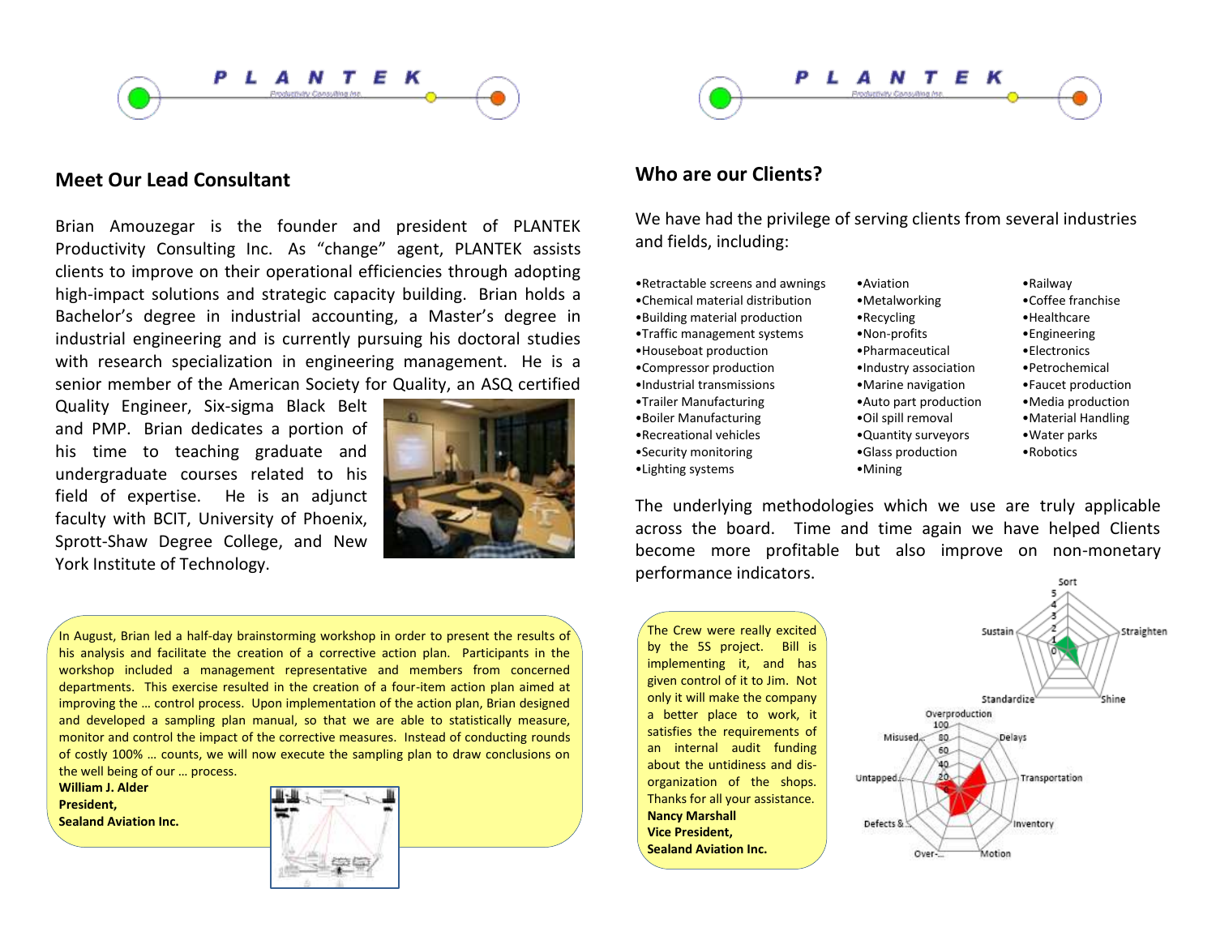## Meet Our Lead Consultant

Brian Amouzegar is the founder and president of PLANTEK Productivity Consulting Inc. As "change" agent, PLANTEK assists clients to improve on their operational efficiencies through adopting high-impact solutions and strategic capacity building. Brian holds a Bachelor's degree in industrial accounting, a Master's degree in industrial engineering and is currently pursuing his doctoral studies with research specialization in engineering management. He is a senior member of the American Society for Quality, an ASQ certified Quality Engineer, Six-sigma Black Belt and PMP. Brian dedicates a portion of his time to teaching graduate and undergraduate courses related to his field of expertise. He is an adjunct faculty with BCIT, University of Phoenix, Sprott-Shaw Degree College, and New York Institute of Technology.

In August, Brian led a half-day brainstorming workshop in order to present the results of his analysis and facilitate the creation of a corrective action plan. Participants in the workshop included a management representative and members from concerned departments. This exercise resulted in the creation of a four-item action plan aimed at improving the … control process. Upon implementation of the action plan, Brian designed and developed a sampling plan manual, so that we are able to statistically measure, monitor and control the impact of the corrective measures. Instead of conducting rounds of costly 100% … counts, we will now execute the sampling plan to draw conclusions on the well being of our … process.

**William J. Alder**
**President,**
**Sealand Aviation Inc.**

## Who are our Clients?

We have had the privilege of serving clients from several industries and fields, including:

- Retractable screens and awnings
- Chemical material distribution
- Building material production
- Traffic management systems
- Houseboat production
- Compressor production
- Industrial transmissions
- Trailer Manufacturing
- Boiler Manufacturing
- Recreational vehicles
- Security monitoring
- Lighting systems
- Aviation
- Metalworking
- Recycling
- Non-profits
- Pharmaceutical
- Industry association
- Marine navigation
- Auto part production
- Oil spill removal
- Quantity surveyors
- Glass production
- Mining
- Railway
- Coffee franchise
- Healthcare
- Engineering
- Electronics
- Petrochemical
- Faucet production
- Media production
- Material Handling
- Water parks
- Robotics

The underlying methodologies which we use are truly applicable across the board. Time and time again we have helped Clients become more profitable but also improve on non-monetary performance indicators.

The Crew were really excited by the 5S project. Bill is implementing it, and has given control of it to Jim. Not only it will make the company a better place to work, it satisfies the requirements of an internal audit funding about the untidiness and dis-organization of the shops. Thanks for all your assistance.

**Nancy Marshall**
**Vice President,**
**Sealand Aviation Inc.**

Sort
Straighten
Shine
Standardize
Sustain
0
1
2
3
4
5

Overproduction
Delays
Transportation
Inventory
Motion
Over-...
Defects &...
Untapped...
Misused...
0
20
40
60
80
100